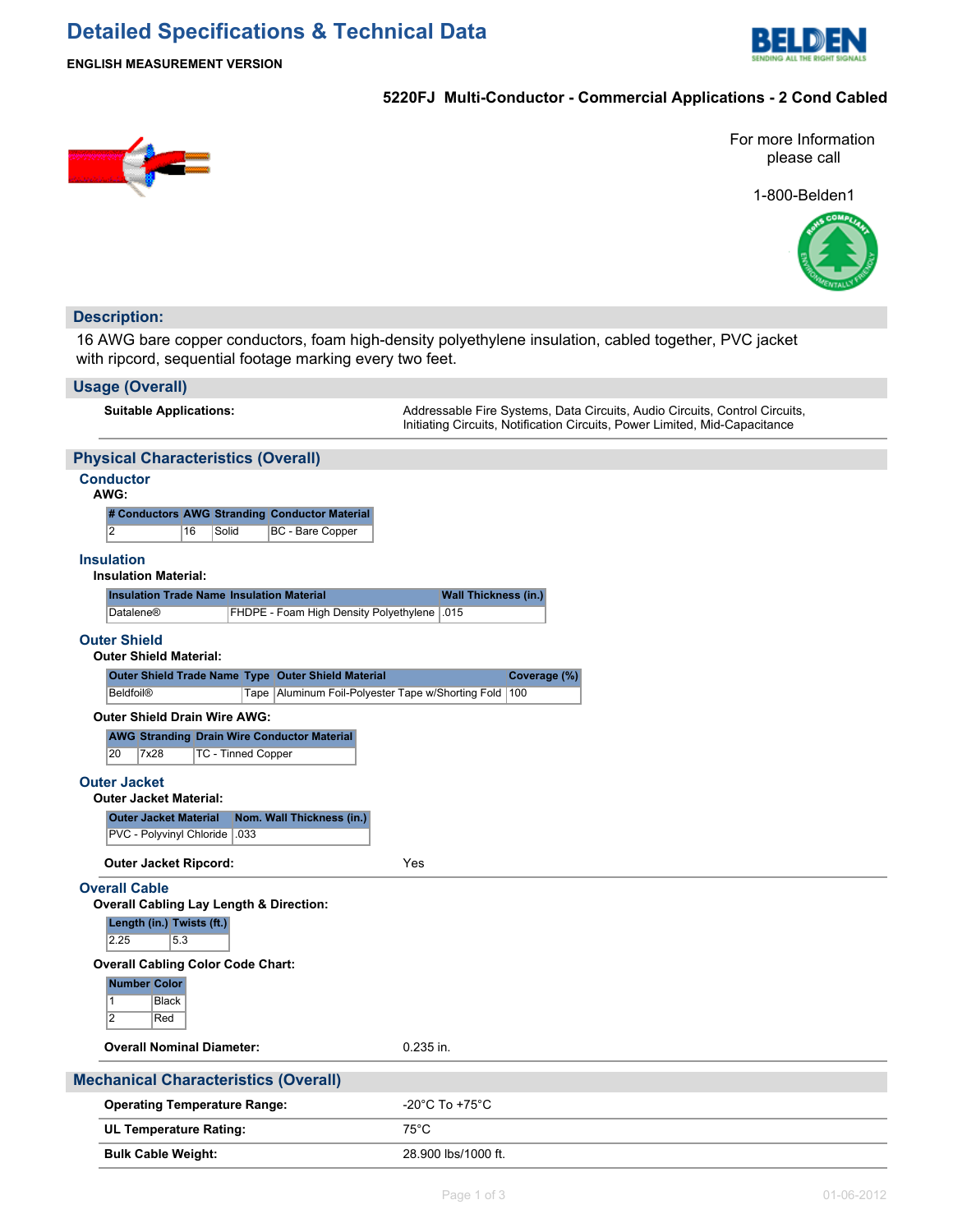# Detailed Specifications & Technical Data

**ENGLISH MEASUREMENT VERSION**

**5220FJ Multi-Conductor - Commercial Applications - 2 Cond Cabled**

For more Information please call

1-800-Belden1

## Description:

16 AWG bare copper conductors, foam high-density polyethylene insulation, cabled together, PVC jacket with ripcord, sequential footage marking every two feet.

## Usage (Overall)

**Suitable Applications:** Addressable Fire Systems, Data Circuits, Audio Circuits, Control Circuits, Initiating Circuits, Notification Circuits, Power Limited, Mid-Capacitance

## Physical Characteristics (Overall)

### Conductor

**AWG:**

| # Conductors | AWG | Stranding | Conductor Material |
|---|---|---|---|
| 2 | 16 | Solid | BC - Bare Copper |

### Insulation

**Insulation Material:**

| Insulation Trade Name | Insulation Material | Wall Thickness (in.) |
|---|---|---|
| Datalene® | FHDPE - Foam High Density Polyethylene | .015 |

### Outer Shield

**Outer Shield Material:**

| Outer Shield Trade Name | Type | Outer Shield Material | Coverage (%) |
|---|---|---|---|
| Beldfoil® | Tape | Aluminum Foil-Polyester Tape w/Shorting Fold | 100 |

**Outer Shield Drain Wire AWG:**

| AWG | Stranding | Drain Wire Conductor Material |
|---|---|---|
| 20 | 7x28 | TC - Tinned Copper |

### Outer Jacket

**Outer Jacket Material:**

| Outer Jacket Material | Nom. Wall Thickness (in.) |
|---|---|
| PVC - Polyvinyl Chloride | .033 |

**Outer Jacket Ripcord:** Yes

### Overall Cable

**Overall Cabling Lay Length & Direction:**

| Length (in.) | Twists (ft.) |
|---|---|
| 2.25 | 5.3 |

**Overall Cabling Color Code Chart:**

| Number | Color |
|---|---|
| 1 | Black |
| 2 | Red |

**Overall Nominal Diameter:** 0.235 in.

## Mechanical Characteristics (Overall)

**Operating Temperature Range:** -20°C To +75°C

**UL Temperature Rating:** 75°C

**Bulk Cable Weight:** 28.900 lbs/1000 ft.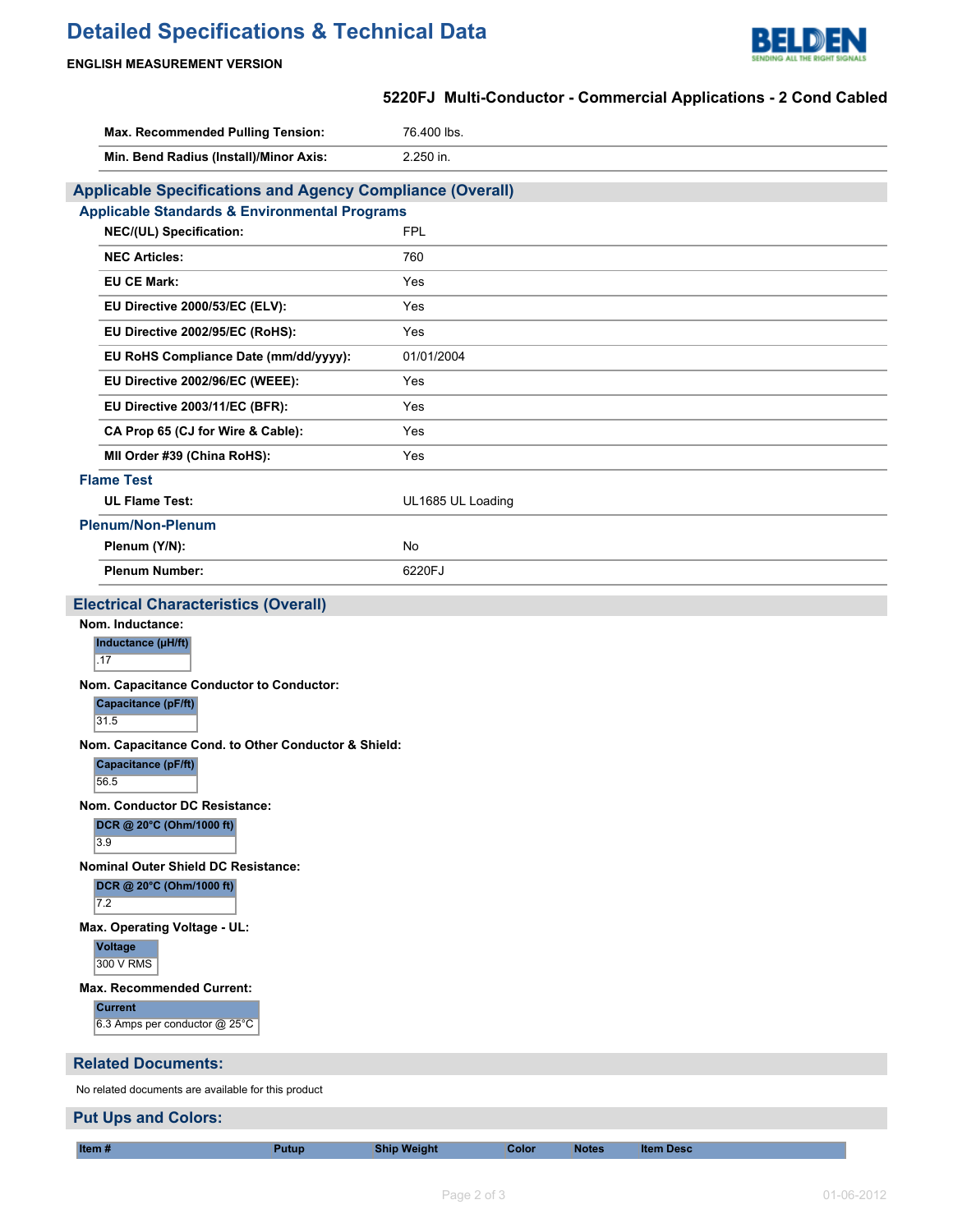# Detailed Specifications & Technical Data

**ENGLISH MEASUREMENT VERSION**

### 5220FJ Multi-Conductor - Commercial Applications - 2 Cond Cabled

| | |
|---|---|
| **Max. Recommended Pulling Tension:** | 76.400 lbs. |
| **Min. Bend Radius (Install)/Minor Axis:** | 2.250 in. |

## Applicable Specifications and Agency Compliance (Overall)

### Applicable Standards & Environmental Programs

| | |
|---|---|
| **NEC/(UL) Specification:** | FPL |
| **NEC Articles:** | 760 |
| **EU CE Mark:** | Yes |
| **EU Directive 2000/53/EC (ELV):** | Yes |
| **EU Directive 2002/95/EC (RoHS):** | Yes |
| **EU RoHS Compliance Date (mm/dd/yyyy):** | 01/01/2004 |
| **EU Directive 2002/96/EC (WEEE):** | Yes |
| **EU Directive 2003/11/EC (BFR):** | Yes |
| **CA Prop 65 (CJ for Wire & Cable):** | Yes |
| **MII Order #39 (China RoHS):** | Yes |

### Flame Test

| | |
|---|---|
| **UL Flame Test:** | UL1685 UL Loading |

### Plenum/Non-Plenum

| | |
|---|---|
| **Plenum (Y/N):** | No |
| **Plenum Number:** | 6220FJ |

## Electrical Characteristics (Overall)

**Nom. Inductance:**

| Inductance (µH/ft) |
|---|
| .17 |

**Nom. Capacitance Conductor to Conductor:**

| Capacitance (pF/ft) |
|---|
| 31.5 |

**Nom. Capacitance Cond. to Other Conductor & Shield:**

| Capacitance (pF/ft) |
|---|
| 56.5 |

**Nom. Conductor DC Resistance:**

| DCR @ 20°C (Ohm/1000 ft) |
|---|
| 3.9 |

**Nominal Outer Shield DC Resistance:**

| DCR @ 20°C (Ohm/1000 ft) |
|---|
| 7.2 |

**Max. Operating Voltage - UL:**

| Voltage |
|---|
| 300 V RMS |

**Max. Recommended Current:**

| Current |
|---|
| 6.3 Amps per conductor @ 25°C |

## Related Documents:

No related documents are available for this product

## Put Ups and Colors:

| Item # | Putup | Ship Weight | Color | Notes | Item Desc |
|---|---|---|---|---|---|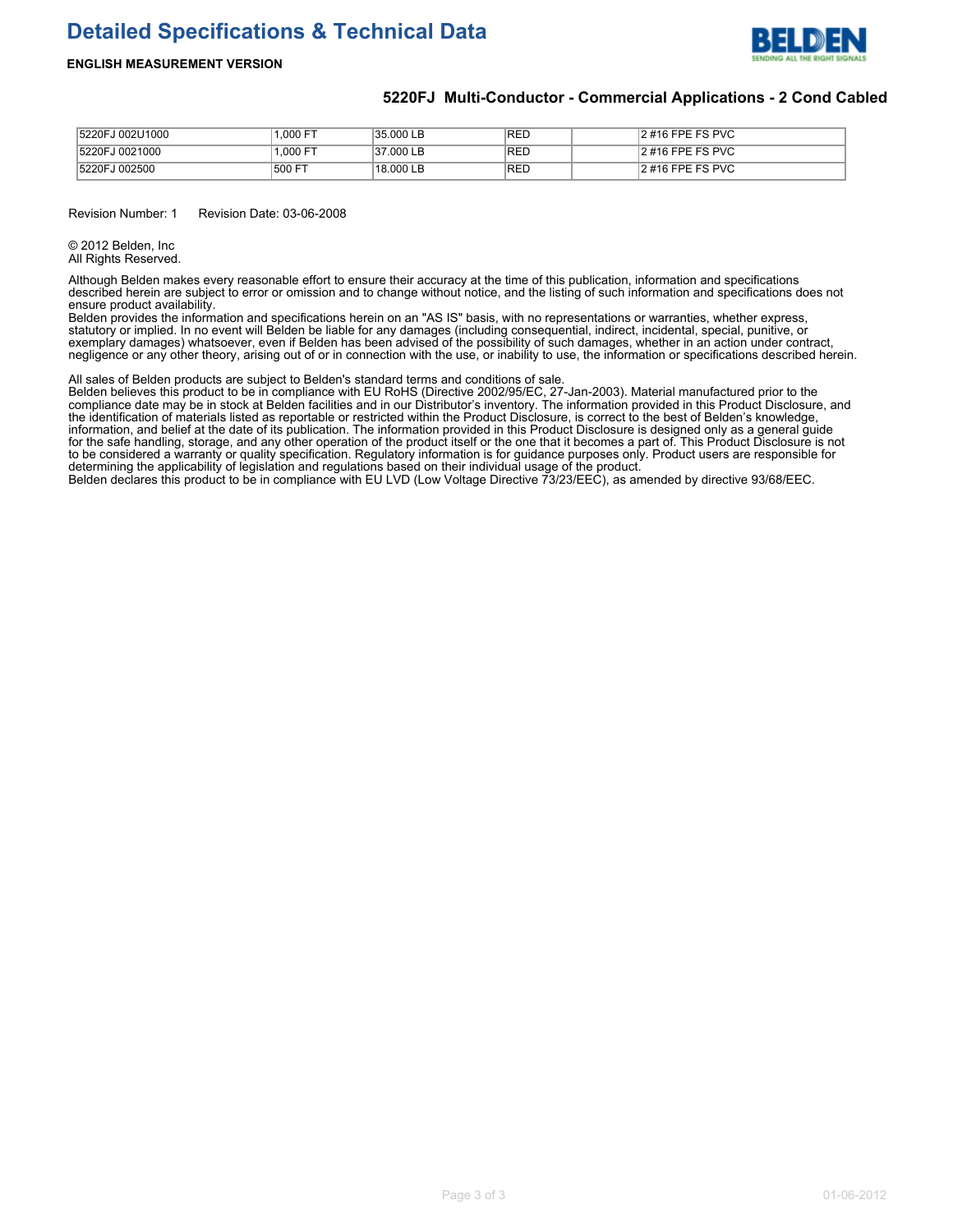## 5220FJ Multi-Conductor - Commercial Applications - 2 Cond Cabled

| | | | | | |
|---|---|---|---|---|---|
| 5220FJ 002U1000 | 1,000 FT | 35.000 LB | RED | | 2 #16 FPE FS PVC |
| 5220FJ 0021000 | 1,000 FT | 37.000 LB | RED | | 2 #16 FPE FS PVC |
| 5220FJ 002500 | 500 FT | 18.000 LB | RED | | 2 #16 FPE FS PVC |

Revision Number: 1 Revision Date: 03-06-2008

© 2012 Belden, Inc
All Rights Reserved.

Although Belden makes every reasonable effort to ensure their accuracy at the time of this publication, information and specifications described herein are subject to error or omission and to change without notice, and the listing of such information and specifications does not ensure product availability.
Belden provides the information and specifications herein on an "AS IS" basis, with no representations or warranties, whether express, statutory or implied. In no event will Belden be liable for any damages (including consequential, indirect, incidental, special, punitive, or exemplary damages) whatsoever, even if Belden has been advised of the possibility of such damages, whether in an action under contract, negligence or any other theory, arising out of or in connection with the use, or inability to use, the information or specifications described herein.

All sales of Belden products are subject to Belden's standard terms and conditions of sale.
Belden believes this product to be in compliance with EU RoHS (Directive 2002/95/EC, 27-Jan-2003). Material manufactured prior to the compliance date may be in stock at Belden facilities and in our Distributor's inventory. The information provided in this Product Disclosure, and the identification of materials listed as reportable or restricted within the Product Disclosure, is correct to the best of Belden's knowledge, information, and belief at the date of its publication. The information provided in this Product Disclosure is designed only as a general guide for the safe handling, storage, and any other operation of the product itself or the one that it becomes a part of. This Product Disclosure is not to be considered a warranty or quality specification. Regulatory information is for guidance purposes only. Product users are responsible for determining the applicability of legislation and regulations based on their individual usage of the product.
Belden declares this product to be in compliance with EU LVD (Low Voltage Directive 73/23/EEC), as amended by directive 93/68/EEC.